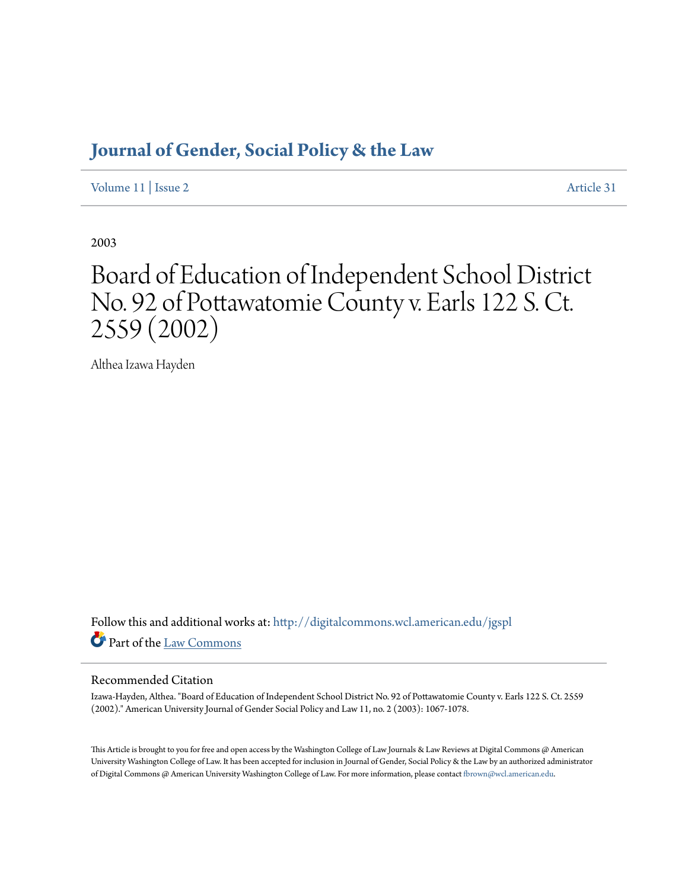# Journal of Gender, Social Policy & the Law

Volume 11 | Issue 2 Article 31

2003

# Board of Education of Independent School District No. 92 of Pottawatomie County v. Earls 122 S. Ct. 2559 (2002)

Althea Izawa Hayden

Follow this and additional works at: http://digitalcommons.wcl.american.edu/jgspl

Part of the Law Commons

## Recommended Citation

Izawa-Hayden, Althea. "Board of Education of Independent School District No. 92 of Pottawatomie County v. Earls 122 S. Ct. 2559 (2002)." American University Journal of Gender Social Policy and Law 11, no. 2 (2003): 1067-1078.

This Article is brought to you for free and open access by the Washington College of Law Journals & Law Reviews at Digital Commons @ American University Washington College of Law. It has been accepted for inclusion in Journal of Gender, Social Policy & the Law by an authorized administrator of Digital Commons @ American University Washington College of Law. For more information, please contact fbrown@wcl.american.edu.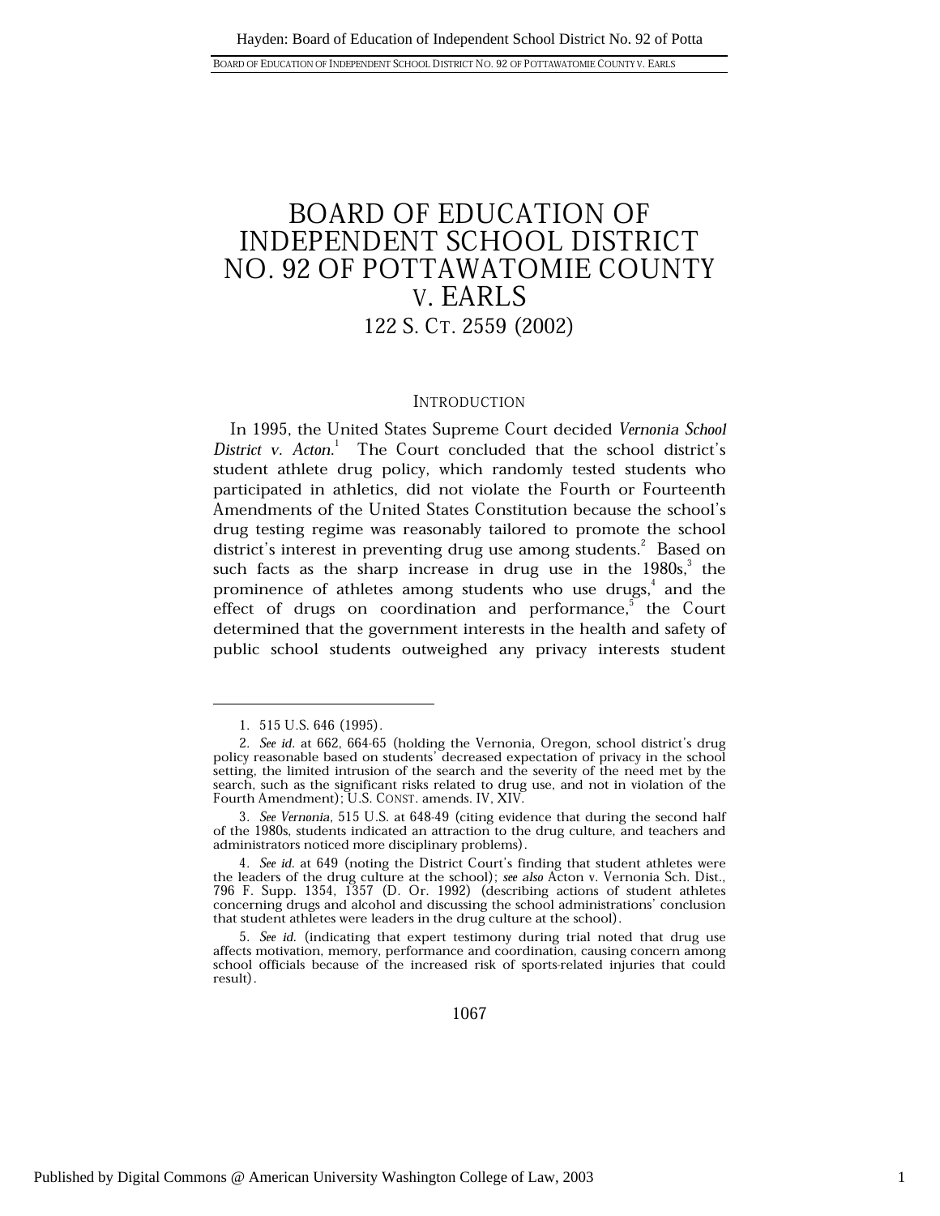# BOARD OF EDUCATION OF INDEPENDENT SCHOOL DISTRICT NO. 92 OF POTTAWATOMIE COUNTY V. EARLS

## 122 S. CT. 2559 (2002)

### INTRODUCTION

In 1995, the United States Supreme Court decided *Vernonia School District v. Acton*.[1] The Court concluded that the school district's student athlete drug policy, which randomly tested students who participated in athletics, did not violate the Fourth or Fourteenth Amendments of the United States Constitution because the school's drug testing regime was reasonably tailored to promote the school district's interest in preventing drug use among students.[2] Based on such facts as the sharp increase in drug use in the 1980s,[3] the prominence of athletes among students who use drugs,[4] and the effect of drugs on coordination and performance,[5] the Court determined that the government interests in the health and safety of public school students outweighed any privacy interests student

---

1. 515 U.S. 646 (1995).

2. *See id.* at 662, 664-65 (holding the Vernonia, Oregon, school district's drug policy reasonable based on students' decreased expectation of privacy in the school setting, the limited intrusion of the search and the severity of the need met by the search, such as the significant risks related to drug use, and not in violation of the Fourth Amendment); U.S. CONST. amends. IV, XIV.

3. *See Vernonia*, 515 U.S. at 648-49 (citing evidence that during the second half of the 1980s, students indicated an attraction to the drug culture, and teachers and administrators noticed more disciplinary problems).

4. *See id.* at 649 (noting the District Court's finding that student athletes were the leaders of the drug culture at the school); *see also* Acton v. Vernonia Sch. Dist., 796 F. Supp. 1354, 1357 (D. Or. 1992) (describing actions of student athletes concerning drugs and alcohol and discussing the school administrations' conclusion that student athletes were leaders in the drug culture at the school).

5. *See id.* (indicating that expert testimony during trial noted that drug use affects motivation, memory, performance and coordination, causing concern among school officials because of the increased risk of sports-related injuries that could result).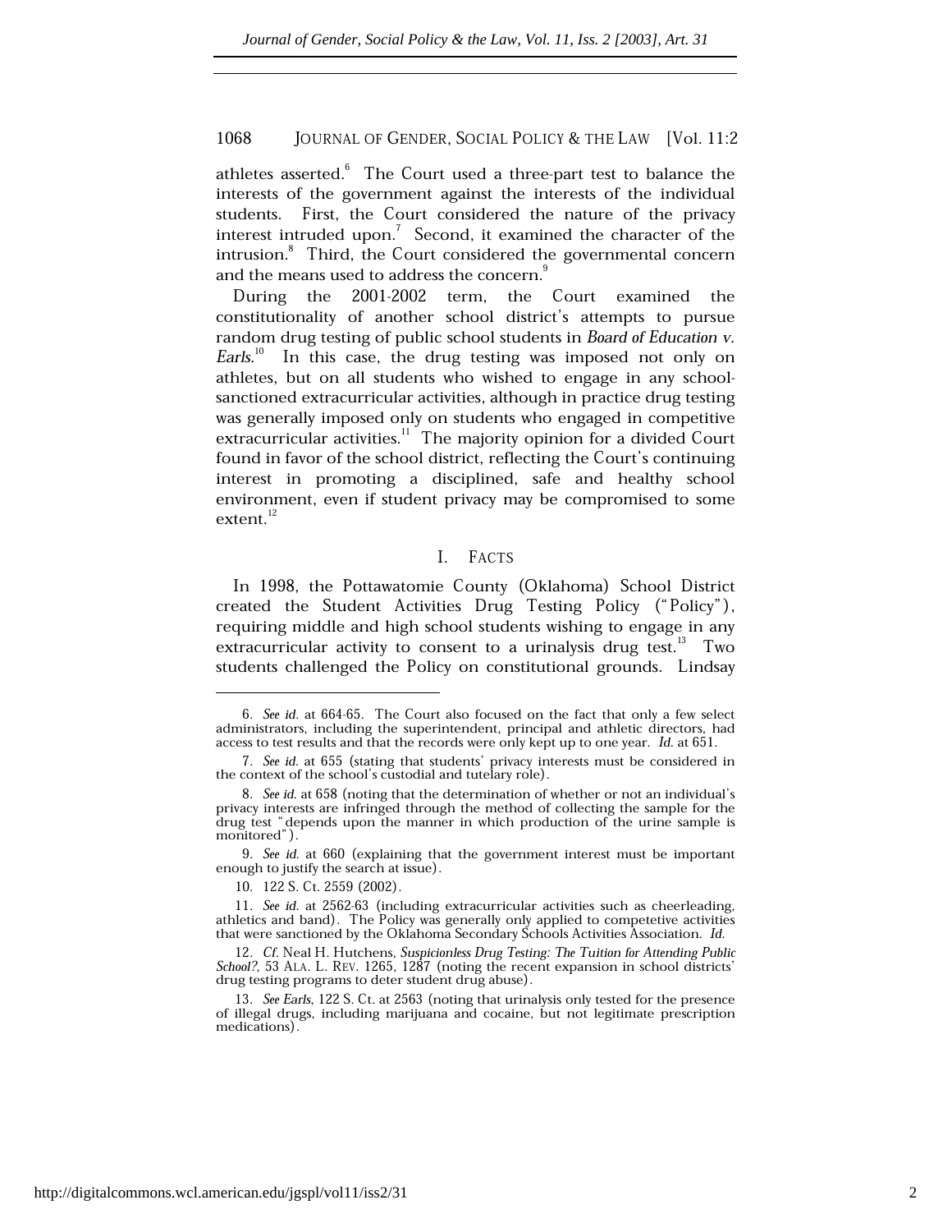athletes asserted.[6] The Court used a three-part test to balance the interests of the government against the interests of the individual students. First, the Court considered the nature of the privacy interest intruded upon.[7] Second, it examined the character of the intrusion.[8] Third, the Court considered the governmental concern and the means used to address the concern.[9]

During the 2001-2002 term, the Court examined the constitutionality of another school district's attempts to pursue random drug testing of public school students in *Board of Education v. Earls*.[10] In this case, the drug testing was imposed not only on athletes, but on all students who wished to engage in any school-sanctioned extracurricular activities, although in practice drug testing was generally imposed only on students who engaged in competitive extracurricular activities.[11] The majority opinion for a divided Court found in favor of the school district, reflecting the Court's continuing interest in promoting a disciplined, safe and healthy school environment, even if student privacy may be compromised to some extent.[12]

## I. FACTS

In 1998, the Pottawatomie County (Oklahoma) School District created the Student Activities Drug Testing Policy ("Policy"), requiring middle and high school students wishing to engage in any extracurricular activity to consent to a urinalysis drug test.[13] Two students challenged the Policy on constitutional grounds. Lindsay

---

6. *See id.* at 664-65. The Court also focused on the fact that only a few select administrators, including the superintendent, principal and athletic directors, had access to test results and that the records were only kept up to one year. *Id.* at 651.

7. *See id.* at 655 (stating that students' privacy interests must be considered in the context of the school's custodial and tutelary role).

8. *See id.* at 658 (noting that the determination of whether or not an individual's privacy interests are infringed through the method of collecting the sample for the drug test "depends upon the manner in which production of the urine sample is monitored").

9. *See id.* at 660 (explaining that the government interest must be important enough to justify the search at issue).

10. 122 S. Ct. 2559 (2002).

11. *See id.* at 2562-63 (including extracurricular activities such as cheerleading, athletics and band). The Policy was generally only applied to competetive activities that were sanctioned by the Oklahoma Secondary Schools Activities Association. *Id.*

12. *Cf.* Neal H. Hutchens, *Suspicionless Drug Testing: The Tuition for Attending Public School?*, 53 ALA. L. REV. 1265, 1287 (noting the recent expansion in school districts' drug testing programs to deter student drug abuse).

13. *See Earls*, 122 S. Ct. at 2563 (noting that urinalysis only tested for the presence of illegal drugs, including marijuana and cocaine, but not legitimate prescription medications).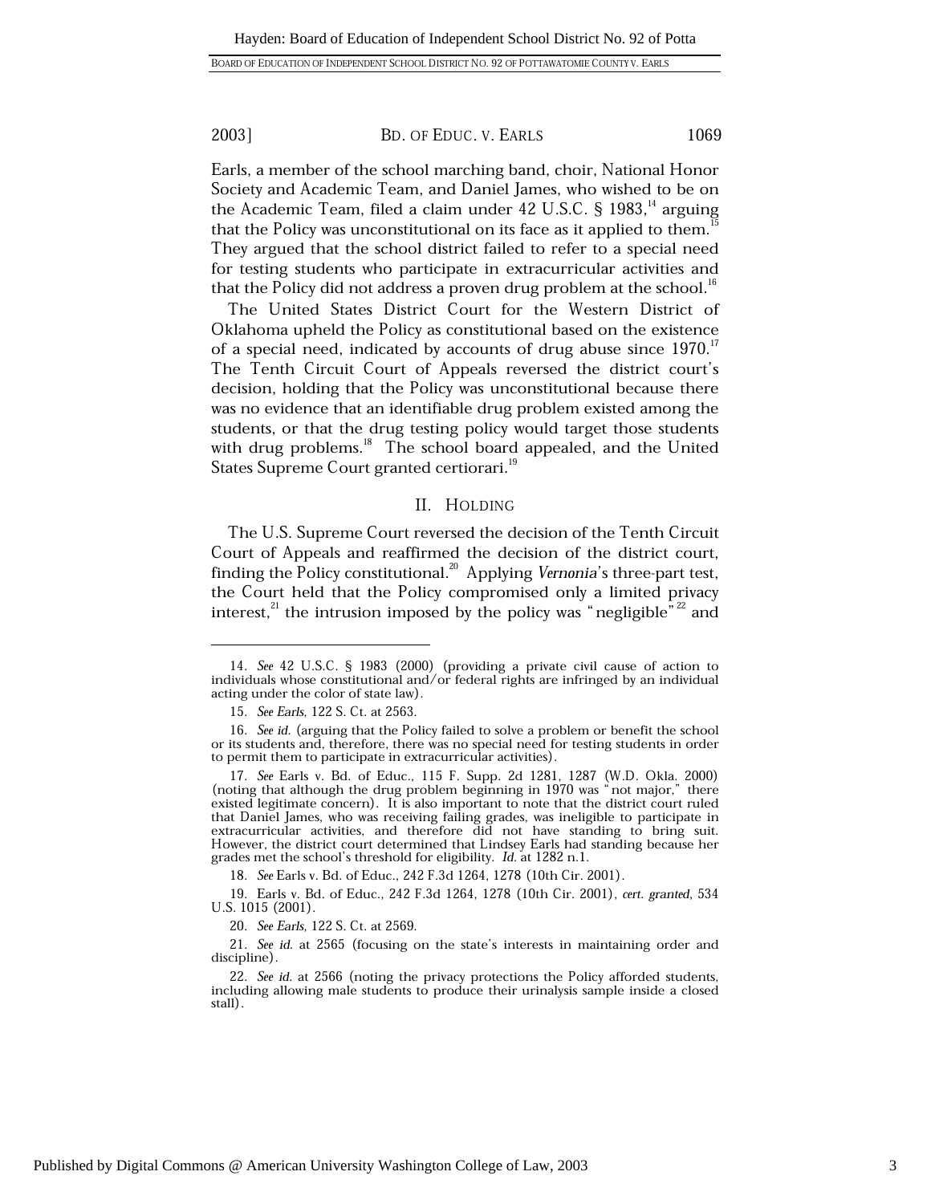Earls, a member of the school marching band, choir, National Honor Society and Academic Team, and Daniel James, who wished to be on the Academic Team, filed a claim under 42 U.S.C. § 1983,[14] arguing that the Policy was unconstitutional on its face as it applied to them.[15] They argued that the school district failed to refer to a special need for testing students who participate in extracurricular activities and that the Policy did not address a proven drug problem at the school.[16]

The United States District Court for the Western District of Oklahoma upheld the Policy as constitutional based on the existence of a special need, indicated by accounts of drug abuse since 1970.[17] The Tenth Circuit Court of Appeals reversed the district court's decision, holding that the Policy was unconstitutional because there was no evidence that an identifiable drug problem existed among the students, or that the drug testing policy would target those students with drug problems.[18] The school board appealed, and the United States Supreme Court granted certiorari.[19]

## II. HOLDING

The U.S. Supreme Court reversed the decision of the Tenth Circuit Court of Appeals and reaffirmed the decision of the district court, finding the Policy constitutional.[20] Applying *Vernonia*'s three-part test, the Court held that the Policy compromised only a limited privacy interest,[21] the intrusion imposed by the policy was "negligible"[22] and

---

14. *See* 42 U.S.C. § 1983 (2000) (providing a private civil cause of action to individuals whose constitutional and/or federal rights are infringed by an individual acting under the color of state law).

15. *See Earls*, 122 S. Ct. at 2563.

16. *See id.* (arguing that the Policy failed to solve a problem or benefit the school or its students and, therefore, there was no special need for testing students in order to permit them to participate in extracurricular activities).

17. *See* Earls v. Bd. of Educ., 115 F. Supp. 2d 1281, 1287 (W.D. Okla. 2000) (noting that although the drug problem beginning in 1970 was "not major," there existed legitimate concern). It is also important to note that the district court ruled that Daniel James, who was receiving failing grades, was ineligible to participate in extracurricular activities, and therefore did not have standing to bring suit. However, the district court determined that Lindsey Earls had standing because her grades met the school's threshold for eligibility. *Id.* at 1282 n.1.

18. *See* Earls v. Bd. of Educ., 242 F.3d 1264, 1278 (10th Cir. 2001).

19. Earls v. Bd. of Educ., 242 F.3d 1264, 1278 (10th Cir. 2001), *cert. granted*, 534 U.S. 1015 (2001).

20. *See Earls*, 122 S. Ct. at 2569.

21. *See id.* at 2565 (focusing on the state's interests in maintaining order and discipline).

22. *See id.* at 2566 (noting the privacy protections the Policy afforded students, including allowing male students to produce their urinalysis sample inside a closed stall).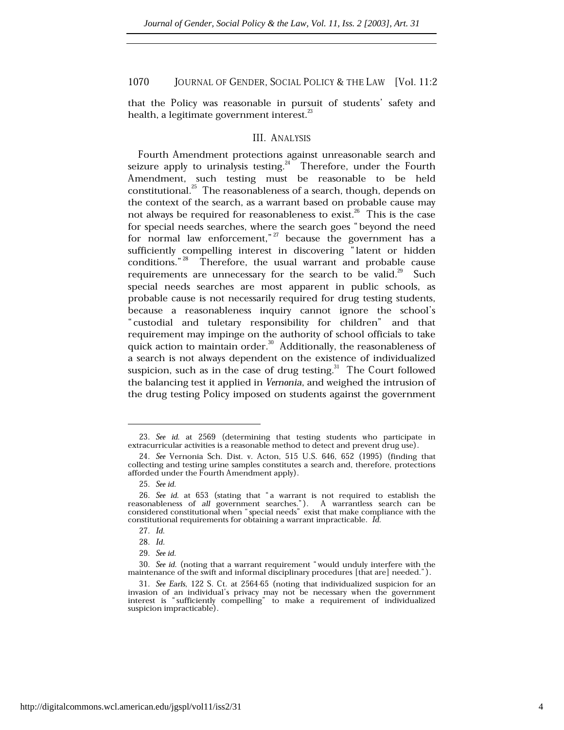that the Policy was reasonable in pursuit of students' safety and health, a legitimate government interest.[23]

## III. ANALYSIS

Fourth Amendment protections against unreasonable search and seizure apply to urinalysis testing.[24] Therefore, under the Fourth Amendment, such testing must be reasonable to be held constitutional.[25] The reasonableness of a search, though, depends on the context of the search, as a warrant based on probable cause may not always be required for reasonableness to exist.[26] This is the case for special needs searches, where the search goes "beyond the need for normal law enforcement,"[27] because the government has a sufficiently compelling interest in discovering "latent or hidden conditions."[28] Therefore, the usual warrant and probable cause requirements are unnecessary for the search to be valid.[29] Such special needs searches are most apparent in public schools, as probable cause is not necessarily required for drug testing students, because a reasonableness inquiry cannot ignore the school's "custodial and tuletary responsibility for children" and that requirement may impinge on the authority of school officials to take quick action to maintain order.[30] Additionally, the reasonableness of a search is not always dependent on the existence of individualized suspicion, such as in the case of drug testing.[31] The Court followed the balancing test it applied in *Vernonia*, and weighed the intrusion of the drug testing Policy imposed on students against the government

---

23. *See id.* at 2569 (determining that testing students who participate in extracurricular activities is a reasonable method to detect and prevent drug use).

24. *See* Vernonia Sch. Dist. v. Acton, 515 U.S. 646, 652 (1995) (finding that collecting and testing urine samples constitutes a search and, therefore, protections afforded under the Fourth Amendment apply).

25. *See id.*

26. *See id.* at 653 (stating that "a warrant is not required to establish the reasonableness of *all* government searches."). A warrantless search can be considered constitutional when "special needs" exist that make compliance with the constitutional requirements for obtaining a warrant impracticable. *Id.*

27. *Id.*

28. *Id.*

29. *See id.*

30. *See id.* (noting that a warrant requirement "would unduly interfere with the maintenance of the swift and informal disciplinary procedures [that are] needed.").

31. *See Earls*, 122 S. Ct. at 2564-65 (noting that individualized suspicion for an invasion of an individual's privacy may not be necessary when the government interest is "sufficiently compelling" to make a requirement of individualized suspicion impracticable).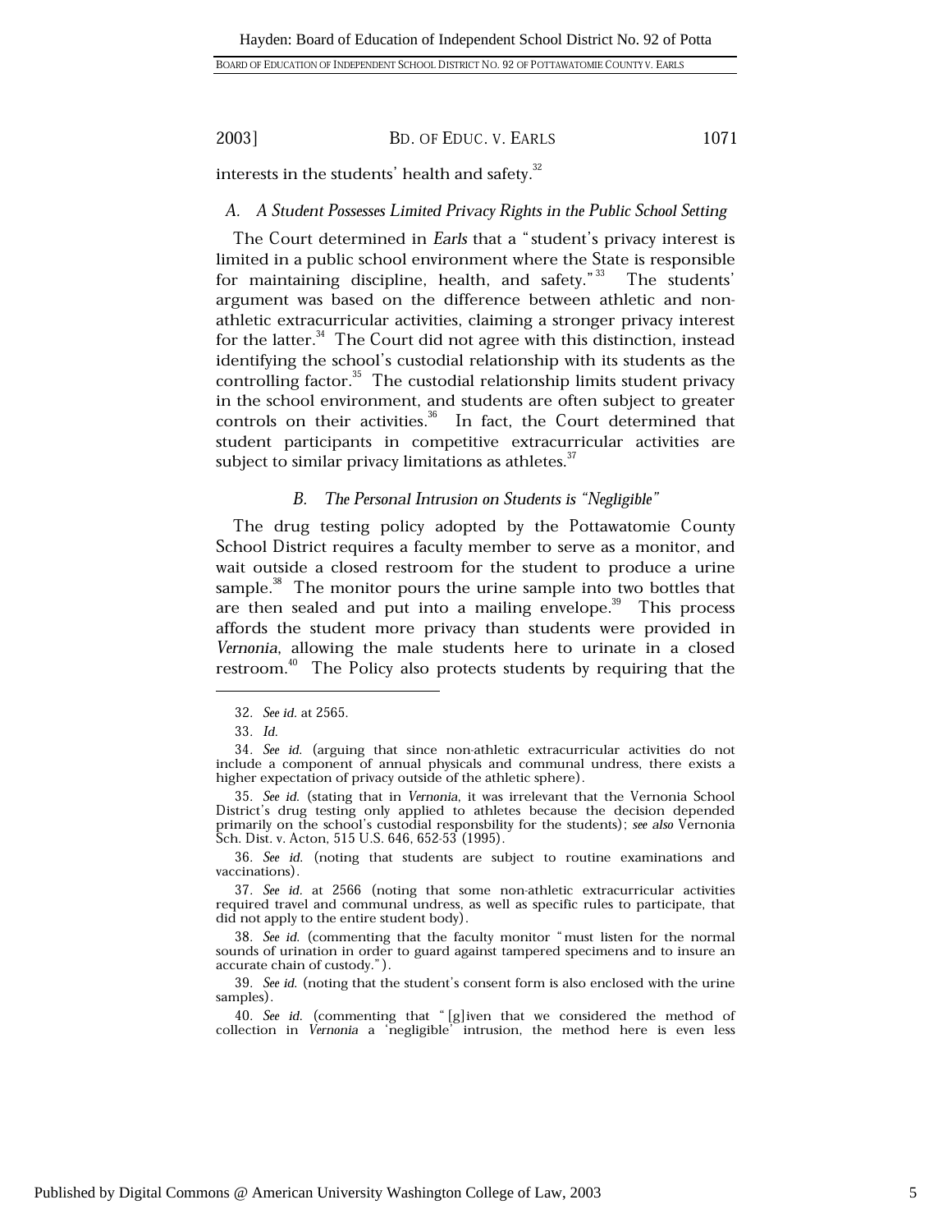interests in the students' health and safety.[32]

### A. *A Student Possesses Limited Privacy Rights in the Public School Setting*

The Court determined in *Earls* that a "student's privacy interest is limited in a public school environment where the State is responsible for maintaining discipline, health, and safety."[33] The students' argument was based on the difference between athletic and non-athletic extracurricular activities, claiming a stronger privacy interest for the latter.[34] The Court did not agree with this distinction, instead identifying the school's custodial relationship with its students as the controlling factor.[35] The custodial relationship limits student privacy in the school environment, and students are often subject to greater controls on their activities.[36] In fact, the Court determined that student participants in competitive extracurricular activities are subject to similar privacy limitations as athletes.[37]

### B. *The Personal Intrusion on Students is "Negligible"*

The drug testing policy adopted by the Pottawatomie County School District requires a faculty member to serve as a monitor, and wait outside a closed restroom for the student to produce a urine sample.[38] The monitor pours the urine sample into two bottles that are then sealed and put into a mailing envelope.[39] This process affords the student more privacy than students were provided in *Vernonia*, allowing the male students here to urinate in a closed restroom.[40] The Policy also protects students by requiring that the

---

32. *See id.* at 2565.

33. *Id.*

34. *See id.* (arguing that since non-athletic extracurricular activities do not include a component of annual physicals and communal undress, there exists a higher expectation of privacy outside of the athletic sphere).

35. *See id.* (stating that in *Vernonia*, it was irrelevant that the Vernonia School District's drug testing only applied to athletes because the decision depended primarily on the school's custodial responsbility for the students); *see also* Vernonia Sch. Dist. v. Acton, 515 U.S. 646, 652-53 (1995).

36. *See id.* (noting that students are subject to routine examinations and vaccinations).

37. *See id.* at 2566 (noting that some non-athletic extracurricular activities required travel and communal undress, as well as specific rules to participate, that did not apply to the entire student body).

38. *See id.* (commenting that the faculty monitor "must listen for the normal sounds of urination in order to guard against tampered specimens and to insure an accurate chain of custody.").

39. *See id.* (noting that the student's consent form is also enclosed with the urine samples).

40. *See id.* (commenting that "[g]iven that we considered the method of collection in *Vernonia* a 'negligible' intrusion, the method here is even less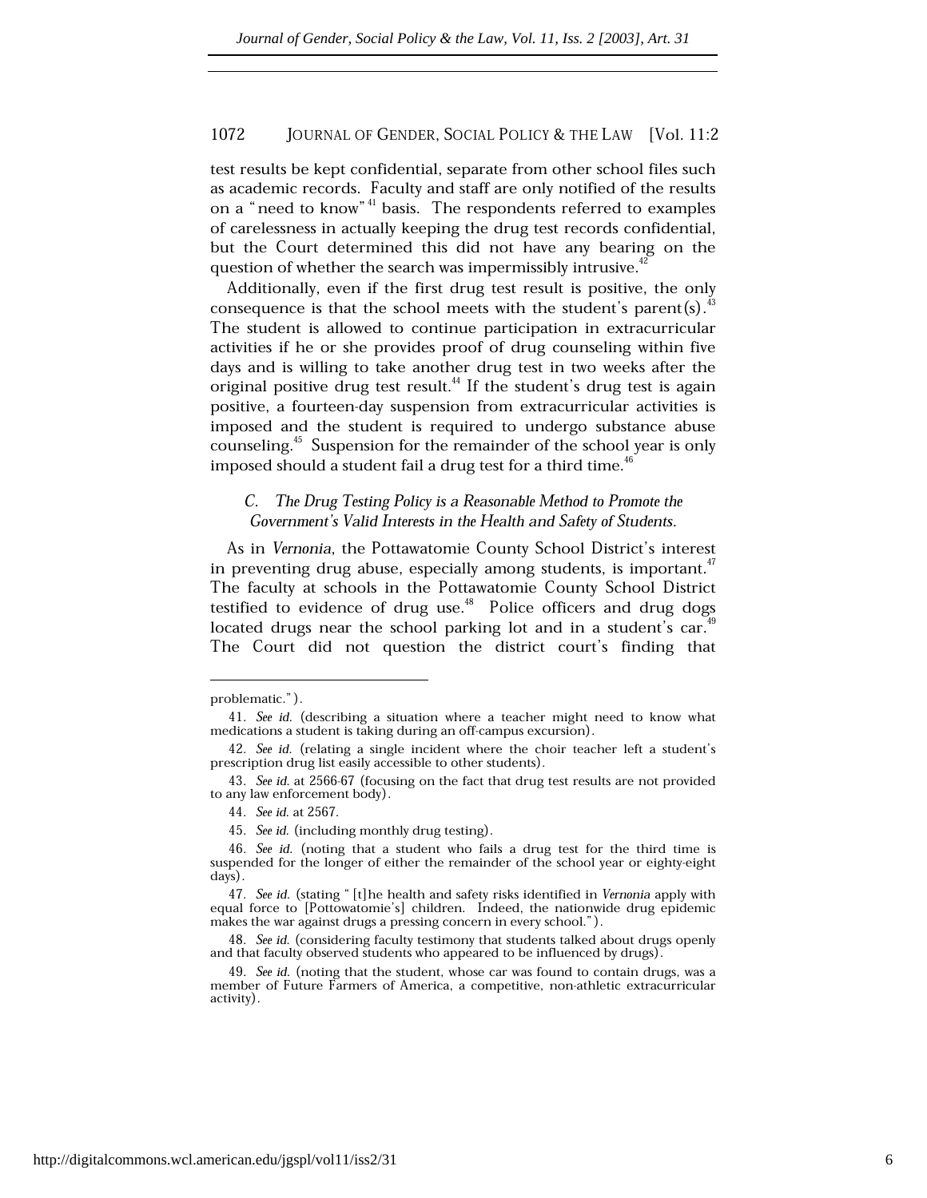test results be kept confidential, separate from other school files such as academic records. Faculty and staff are only notified of the results on a "need to know"[41] basis. The respondents referred to examples of carelessness in actually keeping the drug test records confidential, but the Court determined this did not have any bearing on the question of whether the search was impermissibly intrusive.[42]

Additionally, even if the first drug test result is positive, the only consequence is that the school meets with the student's parent(s).[43] The student is allowed to continue participation in extracurricular activities if he or she provides proof of drug counseling within five days and is willing to take another drug test in two weeks after the original positive drug test result.[44] If the student's drug test is again positive, a fourteen-day suspension from extracurricular activities is imposed and the student is required to undergo substance abuse counseling.[45] Suspension for the remainder of the school year is only imposed should a student fail a drug test for a third time.[46]

### *C. The Drug Testing Policy is a Reasonable Method to Promote the Government's Valid Interests in the Health and Safety of Students.*

As in *Vernonia*, the Pottawatomie County School District's interest in preventing drug abuse, especially among students, is important.[47] The faculty at schools in the Pottawatomie County School District testified to evidence of drug use.[48] Police officers and drug dogs located drugs near the school parking lot and in a student's car.[49] The Court did not question the district court's finding that

---

problematic.").

41. *See id.* (describing a situation where a teacher might need to know what medications a student is taking during an off-campus excursion).

42. *See id.* (relating a single incident where the choir teacher left a student's prescription drug list easily accessible to other students).

43. *See id.* at 2566-67 (focusing on the fact that drug test results are not provided to any law enforcement body).

44. *See id.* at 2567.

45. *See id.* (including monthly drug testing).

46. *See id.* (noting that a student who fails a drug test for the third time is suspended for the longer of either the remainder of the school year or eighty-eight days).

47. *See id.* (stating "[t]he health and safety risks identified in *Vernonia* apply with equal force to [Pottowatomie's] children. Indeed, the nationwide drug epidemic makes the war against drugs a pressing concern in every school.").

48. *See id.* (considering faculty testimony that students talked about drugs openly and that faculty observed students who appeared to be influenced by drugs).

49. *See id.* (noting that the student, whose car was found to contain drugs, was a member of Future Farmers of America, a competitive, non-athletic extracurricular activity).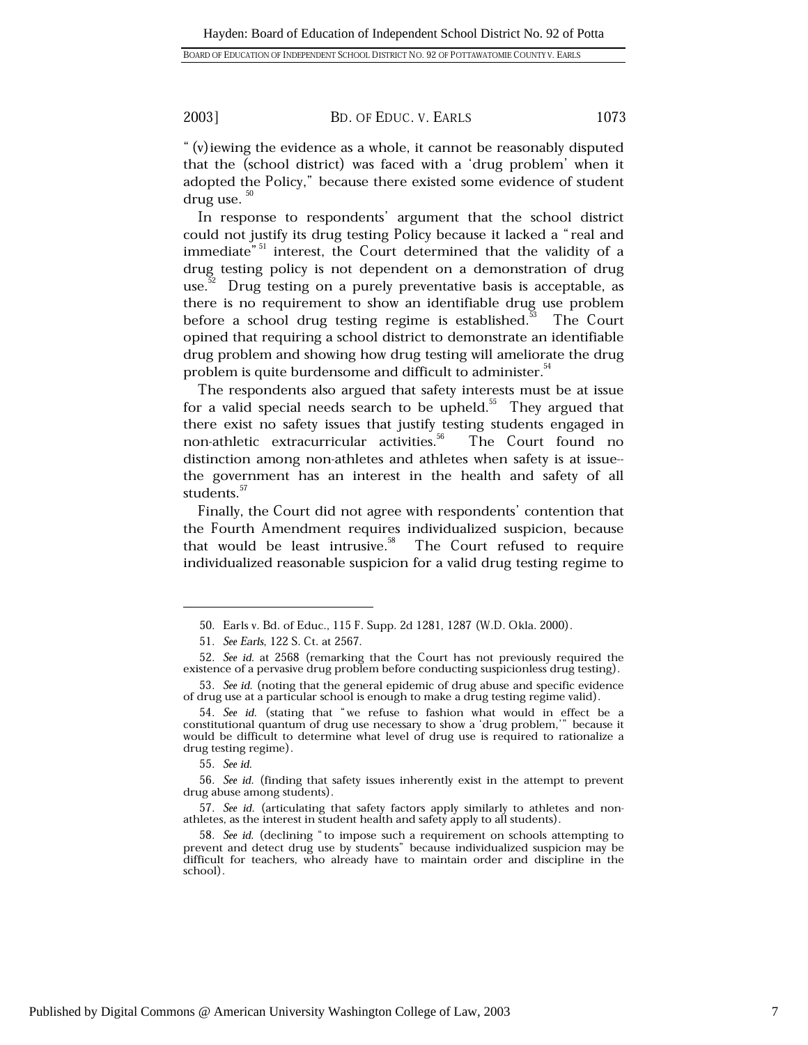"(v)iewing the evidence as a whole, it cannot be reasonably disputed that the (school district) was faced with a 'drug problem' when it adopted the Policy," because there existed some evidence of student drug use.[50]

In response to respondents' argument that the school district could not justify its drug testing Policy because it lacked a "real and immediate"[51] interest, the Court determined that the validity of a drug testing policy is not dependent on a demonstration of drug use.[52] Drug testing on a purely preventative basis is acceptable, as there is no requirement to show an identifiable drug use problem before a school drug testing regime is established.[53] The Court opined that requiring a school district to demonstrate an identifiable drug problem and showing how drug testing will ameliorate the drug problem is quite burdensome and difficult to administer.[54]

The respondents also argued that safety interests must be at issue for a valid special needs search to be upheld.[55] They argued that there exist no safety issues that justify testing students engaged in non-athletic extracurricular activities.[56] The Court found no distinction among non-athletes and athletes when safety is at issue--the government has an interest in the health and safety of all students.[57]

Finally, the Court did not agree with respondents' contention that the Fourth Amendment requires individualized suspicion, because that would be least intrusive.[58] The Court refused to require individualized reasonable suspicion for a valid drug testing regime to

---

50. Earls v. Bd. of Educ., 115 F. Supp. 2d 1281, 1287 (W.D. Okla. 2000).

51. *See Earls*, 122 S. Ct. at 2567.

52. *See id.* at 2568 (remarking that the Court has not previously required the existence of a pervasive drug problem before conducting suspicionless drug testing).

53. *See id.* (noting that the general epidemic of drug abuse and specific evidence of drug use at a particular school is enough to make a drug testing regime valid).

54. *See id.* (stating that "we refuse to fashion what would in effect be a constitutional quantum of drug use necessary to show a 'drug problem,'" because it would be difficult to determine what level of drug use is required to rationalize a drug testing regime).

55. *See id.*

56. *See id.* (finding that safety issues inherently exist in the attempt to prevent drug abuse among students).

57. *See id.* (articulating that safety factors apply similarly to athletes and non-athletes, as the interest in student health and safety apply to all students).

58. *See id.* (declining "to impose such a requirement on schools attempting to prevent and detect drug use by students" because individualized suspicion may be difficult for teachers, who already have to maintain order and discipline in the school).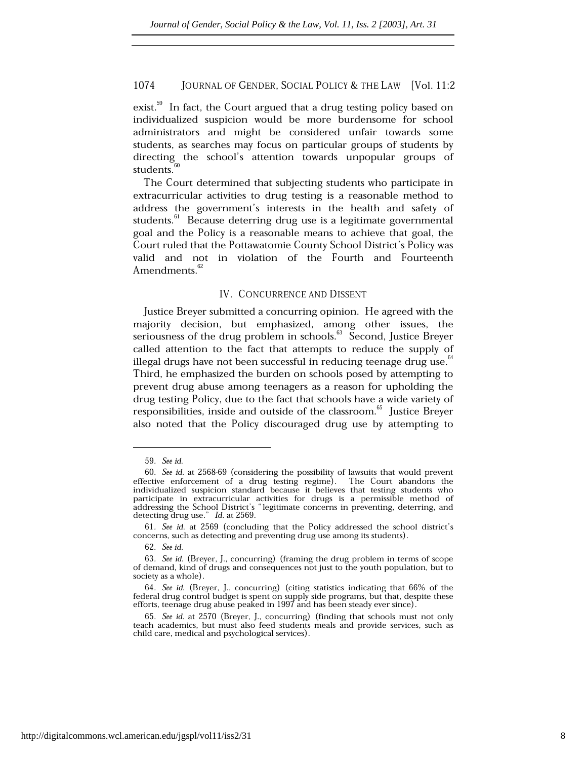exist.[59] In fact, the Court argued that a drug testing policy based on individualized suspicion would be more burdensome for school administrators and might be considered unfair towards some students, as searches may focus on particular groups of students by directing the school's attention towards unpopular groups of students.[60]

The Court determined that subjecting students who participate in extracurricular activities to drug testing is a reasonable method to address the government's interests in the health and safety of students.[61] Because deterring drug use is a legitimate governmental goal and the Policy is a reasonable means to achieve that goal, the Court ruled that the Pottawatomie County School District's Policy was valid and not in violation of the Fourth and Fourteenth Amendments.[62]

## IV. CONCURRENCE AND DISSENT

Justice Breyer submitted a concurring opinion. He agreed with the majority decision, but emphasized, among other issues, the seriousness of the drug problem in schools.[63] Second, Justice Breyer called attention to the fact that attempts to reduce the supply of illegal drugs have not been successful in reducing teenage drug use.[64] Third, he emphasized the burden on schools posed by attempting to prevent drug abuse among teenagers as a reason for upholding the drug testing Policy, due to the fact that schools have a wide variety of responsibilities, inside and outside of the classroom.[65] Justice Breyer also noted that the Policy discouraged drug use by attempting to

---

59. *See id.*

60. *See id.* at 2568-69 (considering the possibility of lawsuits that would prevent effective enforcement of a drug testing regime). The Court abandons the individualized suspicion standard because it believes that testing students who participate in extracurricular activities for drugs is a permissible method of addressing the School District's "legitimate concerns in preventing, deterring, and detecting drug use." *Id.* at 2569.

61. *See id.* at 2569 (concluding that the Policy addressed the school district's concerns, such as detecting and preventing drug use among its students).

62. *See id.*

63. *See id.* (Breyer, J., concurring) (framing the drug problem in terms of scope of demand, kind of drugs and consequences not just to the youth population, but to society as a whole).

64. *See id.* (Breyer, J., concurring) (citing statistics indicating that 66% of the federal drug control budget is spent on supply side programs, but that, despite these efforts, teenage drug abuse peaked in 1997 and has been steady ever since).

65. *See id.* at 2570 (Breyer, J., concurring) (finding that schools must not only teach academics, but must also feed students meals and provide services, such as child care, medical and psychological services).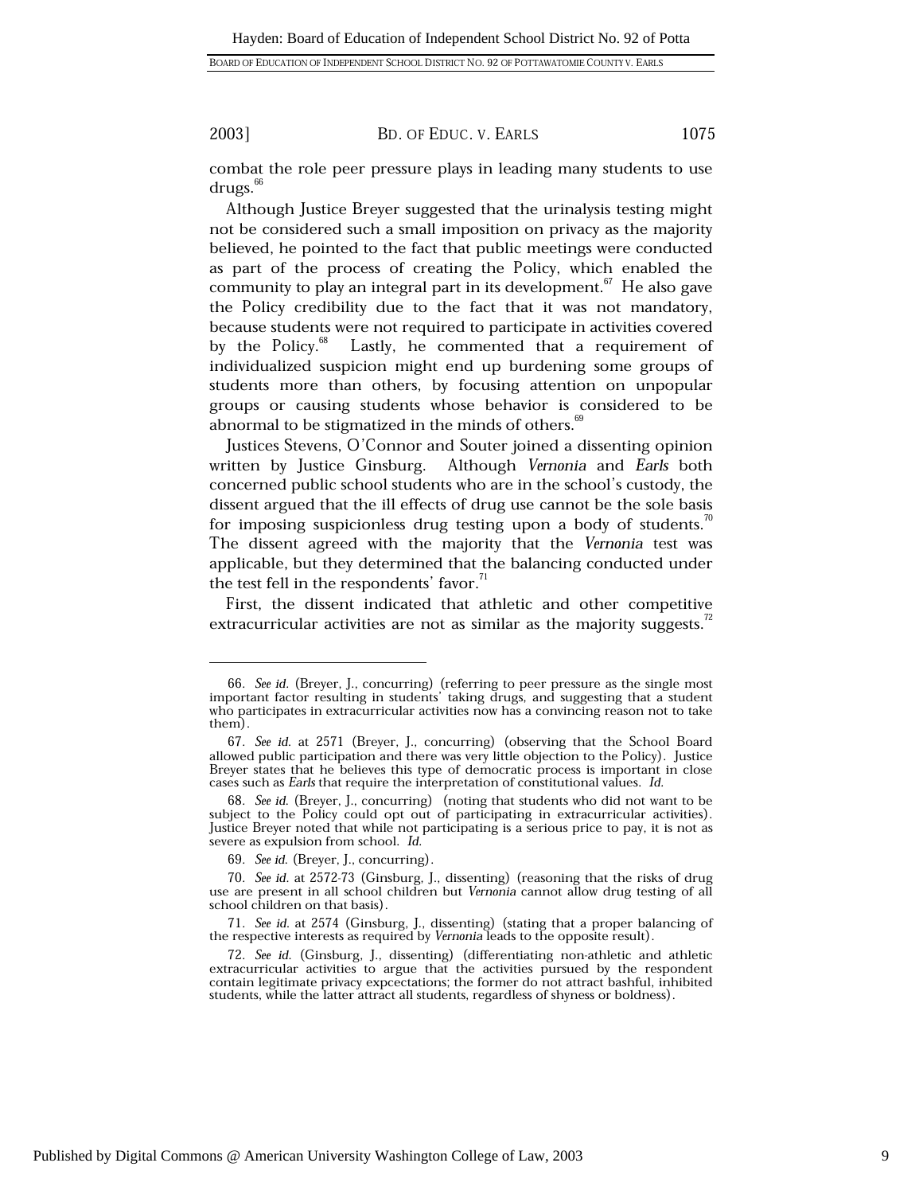combat the role peer pressure plays in leading many students to use drugs.[66]

Although Justice Breyer suggested that the urinalysis testing might not be considered such a small imposition on privacy as the majority believed, he pointed to the fact that public meetings were conducted as part of the process of creating the Policy, which enabled the community to play an integral part in its development.[67] He also gave the Policy credibility due to the fact that it was not mandatory, because students were not required to participate in activities covered by the Policy.[68] Lastly, he commented that a requirement of individualized suspicion might end up burdening some groups of students more than others, by focusing attention on unpopular groups or causing students whose behavior is considered to be abnormal to be stigmatized in the minds of others.[69]

Justices Stevens, O'Connor and Souter joined a dissenting opinion written by Justice Ginsburg. Although *Vernonia* and *Earls* both concerned public school students who are in the school's custody, the dissent argued that the ill effects of drug use cannot be the sole basis for imposing suspicionless drug testing upon a body of students.[70] The dissent agreed with the majority that the *Vernonia* test was applicable, but they determined that the balancing conducted under the test fell in the respondents' favor.[71]

First, the dissent indicated that athletic and other competitive extracurricular activities are not as similar as the majority suggests.[72]

---

66. *See id.* (Breyer, J., concurring) (referring to peer pressure as the single most important factor resulting in students' taking drugs, and suggesting that a student who participates in extracurricular activities now has a convincing reason not to take them).

67. *See id.* at 2571 (Breyer, J., concurring) (observing that the School Board allowed public participation and there was very little objection to the Policy). Justice Breyer states that he believes this type of democratic process is important in close cases such as *Earls* that require the interpretation of constitutional values. *Id.*

68. *See id.* (Breyer, J., concurring) (noting that students who did not want to be subject to the Policy could opt out of participating in extracurricular activities). Justice Breyer noted that while not participating is a serious price to pay, it is not as severe as expulsion from school. *Id.*

69. *See id.* (Breyer, J., concurring).

70. *See id.* at 2572-73 (Ginsburg, J., dissenting) (reasoning that the risks of drug use are present in all school children but *Vernonia* cannot allow drug testing of all school children on that basis).

71. *See id.* at 2574 (Ginsburg, J., dissenting) (stating that a proper balancing of the respective interests as required by *Vernonia* leads to the opposite result).

72. *See id.* (Ginsburg, J., dissenting) (differentiating non-athletic and athletic extracurricular activities to argue that the activities pursued by the respondent contain legitimate privacy expcectations; the former do not attract bashful, inhibited students, while the latter attract all students, regardless of shyness or boldness).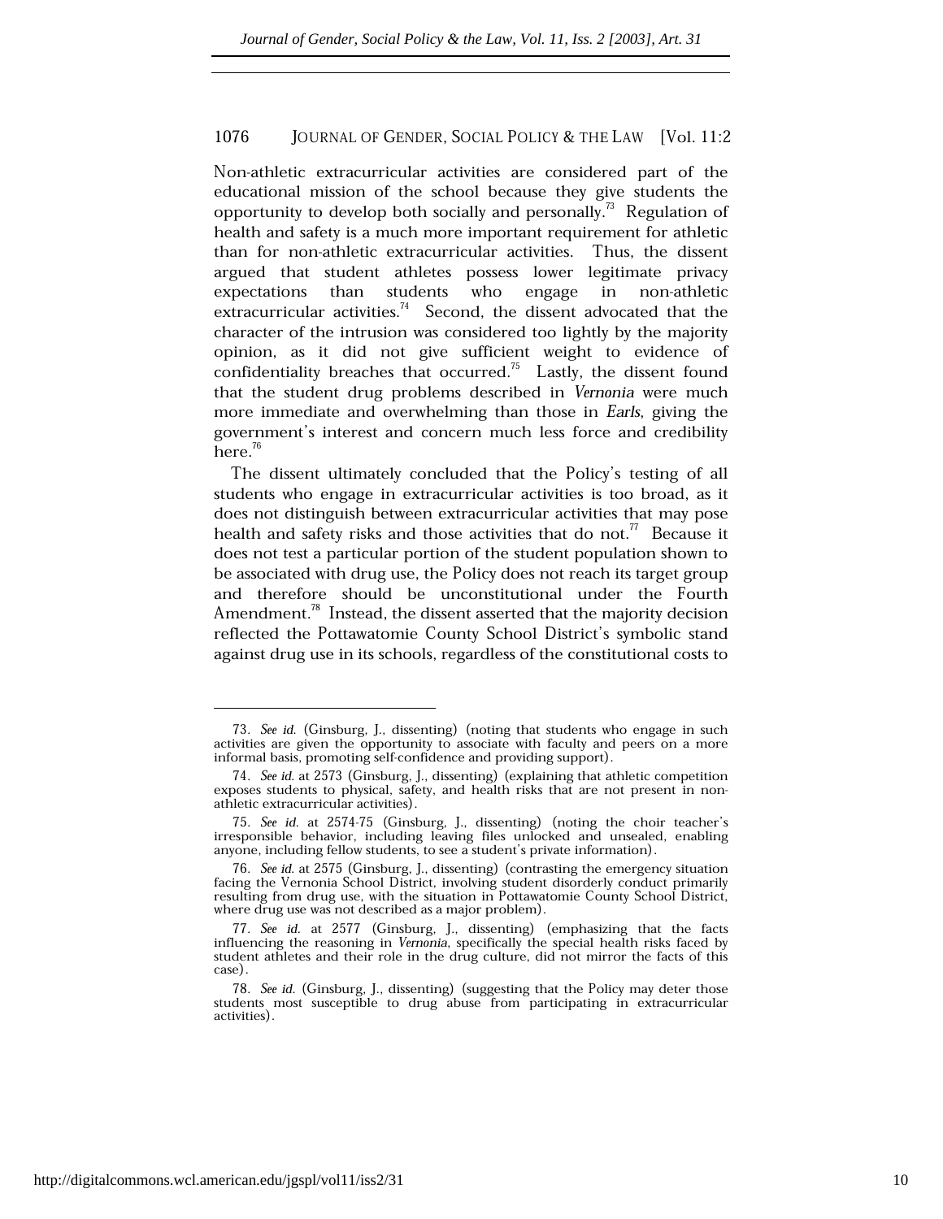Non-athletic extracurricular activities are considered part of the educational mission of the school because they give students the opportunity to develop both socially and personally.[73] Regulation of health and safety is a much more important requirement for athletic than for non-athletic extracurricular activities. Thus, the dissent argued that student athletes possess lower legitimate privacy expectations than students who engage in non-athletic extracurricular activities.[74] Second, the dissent advocated that the character of the intrusion was considered too lightly by the majority opinion, as it did not give sufficient weight to evidence of confidentiality breaches that occurred.[75] Lastly, the dissent found that the student drug problems described in *Vernonia* were much more immediate and overwhelming than those in *Earls*, giving the government's interest and concern much less force and credibility here.[76]

The dissent ultimately concluded that the Policy's testing of all students who engage in extracurricular activities is too broad, as it does not distinguish between extracurricular activities that may pose health and safety risks and those activities that do not.[77] Because it does not test a particular portion of the student population shown to be associated with drug use, the Policy does not reach its target group and therefore should be unconstitutional under the Fourth Amendment.[78] Instead, the dissent asserted that the majority decision reflected the Pottawatomie County School District's symbolic stand against drug use in its schools, regardless of the constitutional costs to

---

73. *See id.* (Ginsburg, J., dissenting) (noting that students who engage in such activities are given the opportunity to associate with faculty and peers on a more informal basis, promoting self-confidence and providing support).

74. *See id.* at 2573 (Ginsburg, J., dissenting) (explaining that athletic competition exposes students to physical, safety, and health risks that are not present in non-athletic extracurricular activities).

75. *See id.* at 2574-75 (Ginsburg, J., dissenting) (noting the choir teacher's irresponsible behavior, including leaving files unlocked and unsealed, enabling anyone, including fellow students, to see a student's private information).

76. *See id.* at 2575 (Ginsburg, J., dissenting) (contrasting the emergency situation facing the Vernonia School District, involving student disorderly conduct primarily resulting from drug use, with the situation in Pottawatomie County School District, where drug use was not described as a major problem).

77. *See id.* at 2577 (Ginsburg, J., dissenting) (emphasizing that the facts influencing the reasoning in *Vernonia*, specifically the special health risks faced by student athletes and their role in the drug culture, did not mirror the facts of this case).

78. *See id.* (Ginsburg, J., dissenting) (suggesting that the Policy may deter those students most susceptible to drug abuse from participating in extracurricular activities).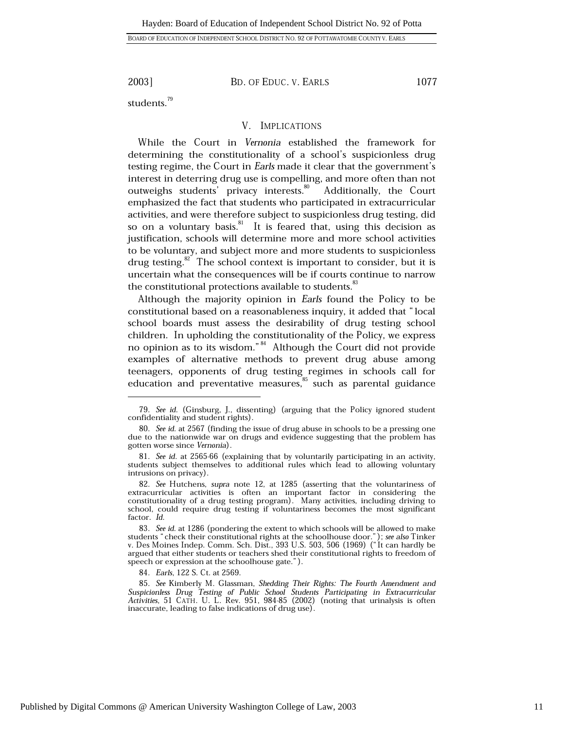students.[79]

## V. IMPLICATIONS

While the Court in *Vernonia* established the framework for determining the constitutionality of a school's suspicionless drug testing regime, the Court in *Earls* made it clear that the government's interest in deterring drug use is compelling, and more often than not outweighs students' privacy interests.[80] Additionally, the Court emphasized the fact that students who participated in extracurricular activities, and were therefore subject to suspicionless drug testing, did so on a voluntary basis.[81] It is feared that, using this decision as justification, schools will determine more and more school activities to be voluntary, and subject more and more students to suspicionless drug testing.[82] The school context is important to consider, but it is uncertain what the consequences will be if courts continue to narrow the constitutional protections available to students.[83]

Although the majority opinion in *Earls* found the Policy to be constitutional based on a reasonableness inquiry, it added that "local school boards must assess the desirability of drug testing school children. In upholding the constitutionality of the Policy, we express no opinion as to its wisdom."[84] Although the Court did not provide examples of alternative methods to prevent drug abuse among teenagers, opponents of drug testing regimes in schools call for education and preventative measures,[85] such as parental guidance

---

79. *See id.* (Ginsburg, J., dissenting) (arguing that the Policy ignored student confidentiality and student rights).

80. *See id.* at 2567 (finding the issue of drug abuse in schools to be a pressing one due to the nationwide war on drugs and evidence suggesting that the problem has gotten worse since *Vernonia*).

81. *See id.* at 2565-66 (explaining that by voluntarily participating in an activity, students subject themselves to additional rules which lead to allowing voluntary intrusions on privacy).

82. *See* Hutchens, *supra* note 12, at 1285 (asserting that the voluntariness of extracurricular activities is often an important factor in considering the constitutionality of a drug testing program). Many activities, including driving to school, could require drug testing if voluntariness becomes the most significant factor. *Id.*

83. *See id.* at 1286 (pondering the extent to which schools will be allowed to make students "check their constitutional rights at the schoolhouse door."); *see also* Tinker v. Des Moines Indep. Comm. Sch. Dist., 393 U.S. 503, 506 (1969) ("It can hardly be argued that either students or teachers shed their constitutional rights to freedom of speech or expression at the schoolhouse gate.").

84. *Earls*, 122 S. Ct. at 2569.

85. *See* Kimberly M. Glassman, *Shedding Their Rights: The Fourth Amendment and Suspicionless Drug Testing of Public School Students Participating in Extracurricular Activities*, 51 CATH. U. L. Rev. 951, 984-85 (2002) (noting that urinalysis is often inaccurate, leading to false indications of drug use).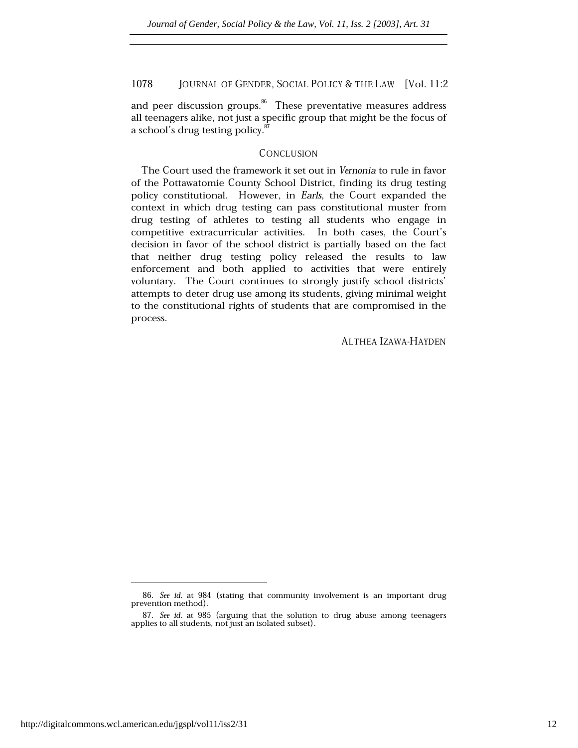and peer discussion groups.[86] These preventative measures address all teenagers alike, not just a specific group that might be the focus of a school's drug testing policy.[87]

## CONCLUSION

The Court used the framework it set out in *Vernonia* to rule in favor of the Pottawatomie County School District, finding its drug testing policy constitutional. However, in *Earls*, the Court expanded the context in which drug testing can pass constitutional muster from drug testing of athletes to testing all students who engage in competitive extracurricular activities. In both cases, the Court's decision in favor of the school district is partially based on the fact that neither drug testing policy released the results to law enforcement and both applied to activities that were entirely voluntary. The Court continues to strongly justify school districts' attempts to deter drug use among its students, giving minimal weight to the constitutional rights of students that are compromised in the process.

ALTHEA IZAWA-HAYDEN

---

86. *See id.* at 984 (stating that community involvement is an important drug prevention method).

87. *See id.* at 985 (arguing that the solution to drug abuse among teenagers applies to all students, not just an isolated subset).